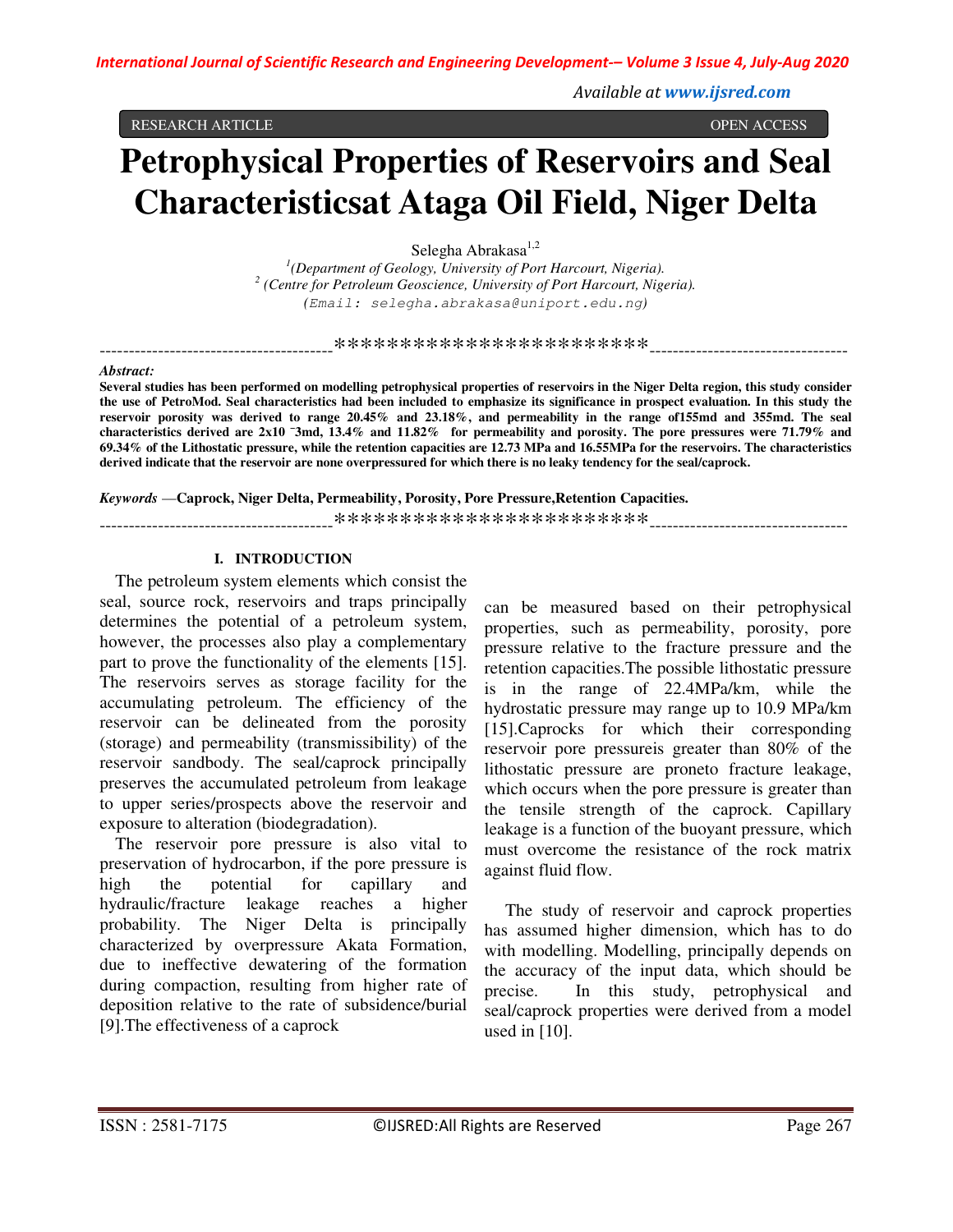RESEARCH ARTICLE OPEN ACCESS

# Petrophysical Properties of Reservoirs and Seal Characteristicsat Ataga Oil Field, Niger Delta

Selegha Abrakasa[1,2]

[1](Department of Geology, University of Port Harcourt, Nigeria).
[2] (Centre for Petroleum Geoscience, University of Port Harcourt, Nigeria).
(Email: selegha.abrakasa@uniport.edu.ng)

----------------------------------------************************----------------------------------

***Abstract:***

**Several studies has been performed on modelling petrophysical properties of reservoirs in the Niger Delta region, this study consider the use of PetroMod. Seal characteristics had been included to emphasize its significance in prospect evaluation. In this study the reservoir porosity was derived to range 20.45% and 23.18%, and permeability in the range of155md and 355md. The seal characteristics derived are 2x10 ¯3md, 13.4% and 11.82% for permeability and porosity. The pore pressures were 71.79% and 69.34% of the Lithostatic pressure, while the retention capacities are 12.73 MPa and 16.55MPa for the reservoirs. The characteristics derived indicate that the reservoir are none overpressured for which there is no leaky tendency for the seal/caprock.**

***Keywords* —Caprock, Niger Delta, Permeability, Porosity, Pore Pressure,Retention Capacities.**

----------------------------------------************************----------------------------------

## I. INTRODUCTION

The petroleum system elements which consist the seal, source rock, reservoirs and traps principally determines the potential of a petroleum system, however, the processes also play a complementary part to prove the functionality of the elements [15]. The reservoirs serves as storage facility for the accumulating petroleum. The efficiency of the reservoir can be delineated from the porosity (storage) and permeability (transmissibility) of the reservoir sandbody. The seal/caprock principally preserves the accumulated petroleum from leakage to upper series/prospects above the reservoir and exposure to alteration (biodegradation).

The reservoir pore pressure is also vital to preservation of hydrocarbon, if the pore pressure is high the potential for capillary and hydraulic/fracture leakage reaches a higher probability. The Niger Delta is principally characterized by overpressure Akata Formation, due to ineffective dewatering of the formation during compaction, resulting from higher rate of deposition relative to the rate of subsidence/burial [9].The effectiveness of a caprock can be measured based on their petrophysical properties, such as permeability, porosity, pore pressure relative to the fracture pressure and the retention capacities.The possible lithostatic pressure is in the range of 22.4MPa/km, while the hydrostatic pressure may range up to 10.9 MPa/km [15].Caprocks for which their corresponding reservoir pore pressureis greater than 80% of the lithostatic pressure are proneto fracture leakage, which occurs when the pore pressure is greater than the tensile strength of the caprock. Capillary leakage is a function of the buoyant pressure, which must overcome the resistance of the rock matrix against fluid flow.

The study of reservoir and caprock properties has assumed higher dimension, which has to do with modelling. Modelling, principally depends on the accuracy of the input data, which should be precise. In this study, petrophysical and seal/caprock properties were derived from a model used in [10].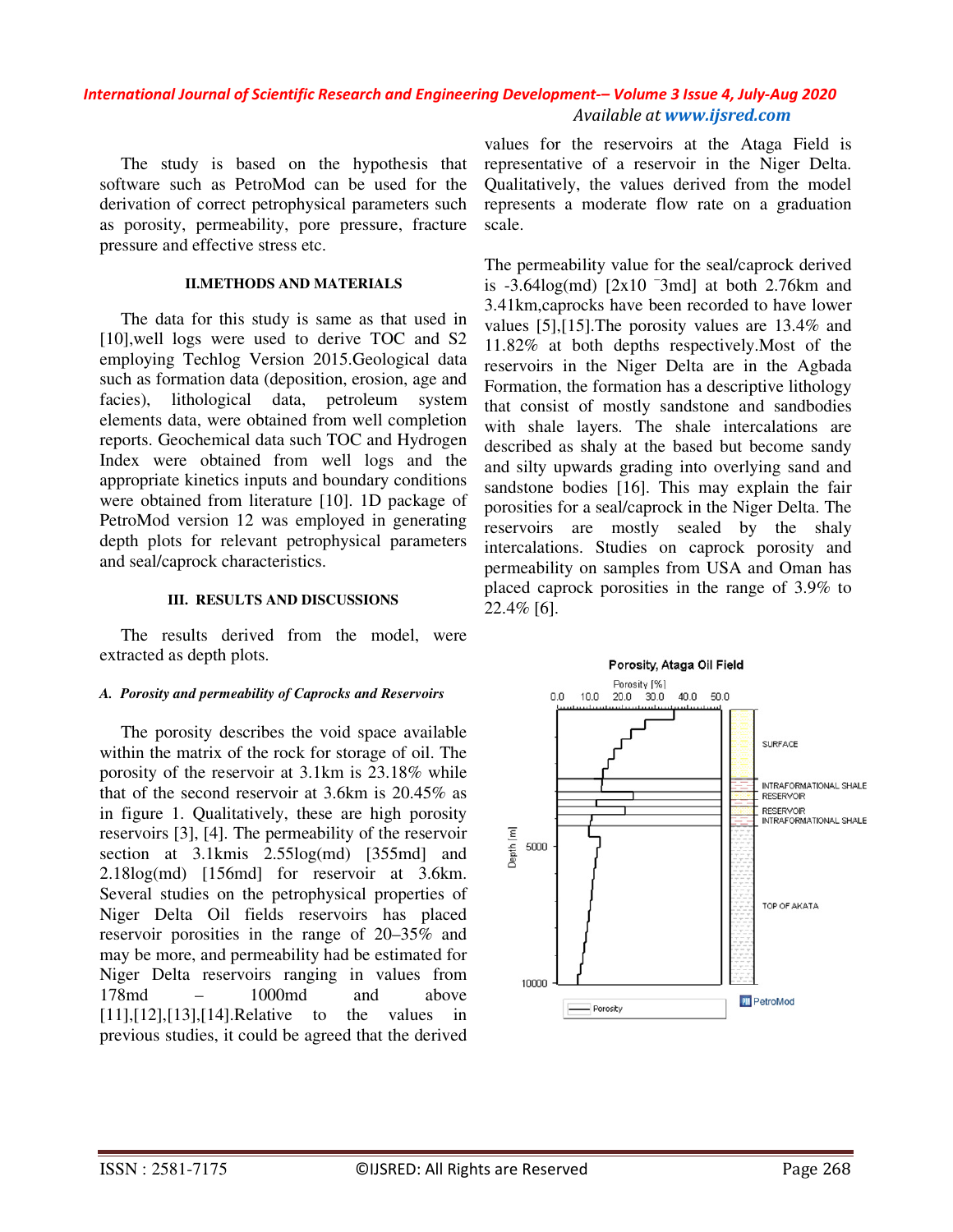The study is based on the hypothesis that software such as PetroMod can be used for the derivation of correct petrophysical parameters such as porosity, permeability, pore pressure, fracture pressure and effective stress etc.

## II.METHODS AND MATERIALS

The data for this study is same as that used in [10],well logs were used to derive TOC and S2 employing Techlog Version 2015.Geological data such as formation data (deposition, erosion, age and facies), lithological data, petroleum system elements data, were obtained from well completion reports. Geochemical data such TOC and Hydrogen Index were obtained from well logs and the appropriate kinetics inputs and boundary conditions were obtained from literature [10]. 1D package of PetroMod version 12 was employed in generating depth plots for relevant petrophysical parameters and seal/caprock characteristics.

## III. RESULTS AND DISCUSSIONS

The results derived from the model, were extracted as depth plots.

### *A. Porosity and permeability of Caprocks and Reservoirs*

The porosity describes the void space available within the matrix of the rock for storage of oil. The porosity of the reservoir at 3.1km is 23.18% while that of the second reservoir at 3.6km is 20.45% as in figure 1. Qualitatively, these are high porosity reservoirs [3], [4]. The permeability of the reservoir section at 3.1kmis 2.55log(md) [355md] and 2.18log(md) [156md] for reservoir at 3.6km. Several studies on the petrophysical properties of Niger Delta Oil fields reservoirs has placed reservoir porosities in the range of 20–35% and may be more, and permeability had be estimated for Niger Delta reservoirs ranging in values from 178md – 1000md and above [11],[12],[13],[14].Relative to the values in previous studies, it could be agreed that the derived values for the reservoirs at the Ataga Field is representative of a reservoir in the Niger Delta. Qualitatively, the values derived from the model represents a moderate flow rate on a graduation scale.

The permeability value for the seal/caprock derived is -3.64log(md) [$2\times10^{-3}$md] at both 2.76km and 3.41km,caprocks have been recorded to have lower values [5],[15].The porosity values are 13.4% and 11.82% at both depths respectively.Most of the reservoirs in the Niger Delta are in the Agbada Formation, the formation has a descriptive lithology that consist of mostly sandstone and sandbodies with shale layers. The shale intercalations are described as shaly at the based but become sandy and silty upwards grading into overlying sand and sandstone bodies [16]. This may explain the fair porosities for a seal/caprock in the Niger Delta. The reservoirs are mostly sealed by the shaly intercalations. Studies on caprock porosity and permeability on samples from USA and Oman has placed caprock porosities in the range of 3.9% to 22.4% [6].

Porosity, Ataga Oil Field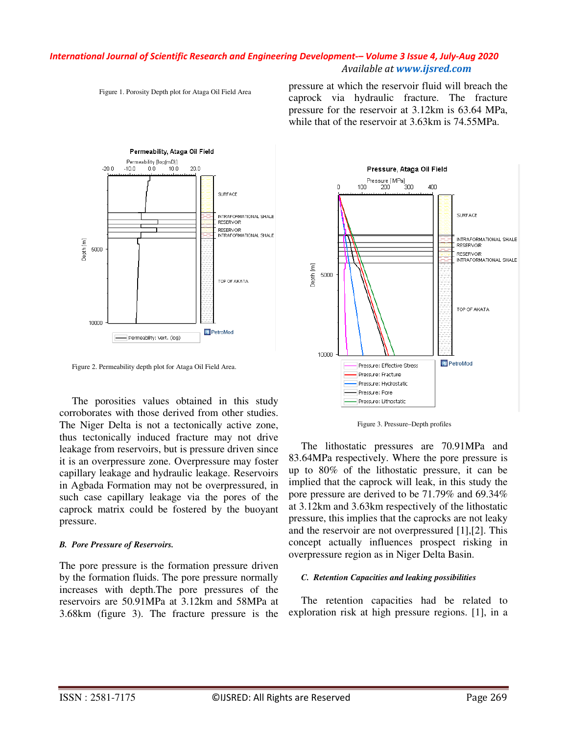Figure 1. Porosity Depth plot for Ataga Oil Field Area

Figure 2. Permeability depth plot for Ataga Oil Field Area.

The porosities values obtained in this study corroborates with those derived from other studies. The Niger Delta is not a tectonically active zone, thus tectonically induced fracture may not drive leakage from reservoirs, but is pressure driven since it is an overpressure zone. Overpressure may foster capillary leakage and hydraulic leakage. Reservoirs in Agbada Formation may not be overpressured, in such case capillary leakage via the pores of the caprock matrix could be fostered by the buoyant pressure.

### *B. Pore Pressure of Reservoirs.*

The pore pressure is the formation pressure driven by the formation fluids. The pore pressure normally increases with depth.The pore pressures of the reservoirs are 50.91MPa at 3.12km and 58MPa at 3.68km (figure 3). The fracture pressure is the pressure at which the reservoir fluid will breach the caprock via hydraulic fracture. The fracture pressure for the reservoir at 3.12km is 63.64 MPa, while that of the reservoir at 3.63km is 74.55MPa.

Figure 3. Pressure–Depth profiles

The lithostatic pressures are 70.91MPa and 83.64MPa respectively. Where the pore pressure is up to 80% of the lithostatic pressure, it can be implied that the caprock will leak, in this study the pore pressure are derived to be 71.79% and 69.34% at 3.12km and 3.63km respectively of the lithostatic pressure, this implies that the caprocks are not leaky and the reservoir are not overpressured [1],[2]. This concept actually influences prospect risking in overpressure region as in Niger Delta Basin.

### *C. Retention Capacities and leaking possibilities*

The retention capacities had be related to exploration risk at high pressure regions. [1], in a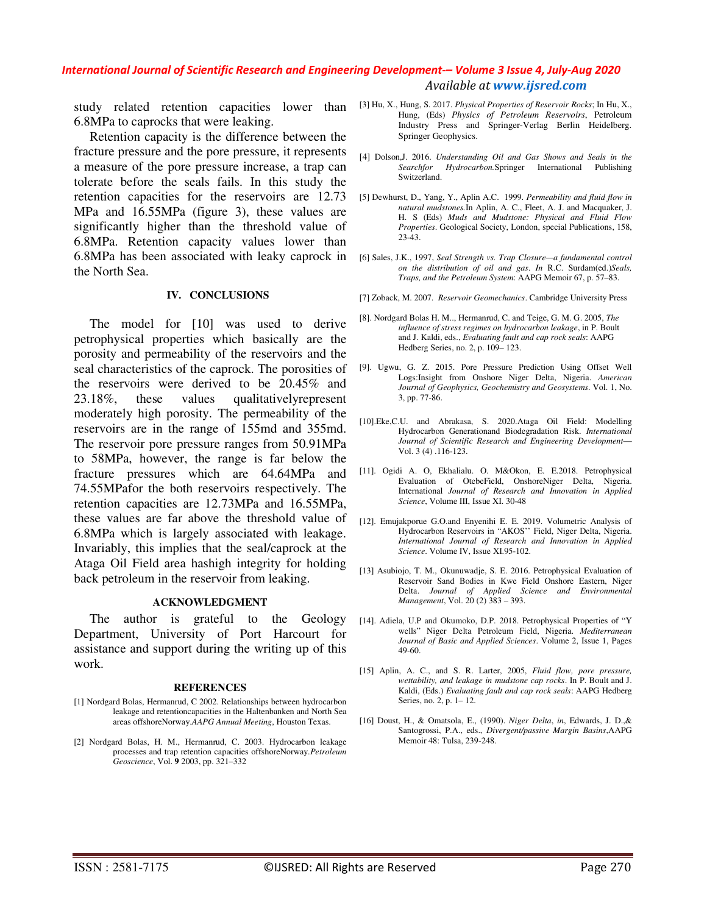study related retention capacities lower than 6.8MPa to caprocks that were leaking.

Retention capacity is the difference between the fracture pressure and the pore pressure, it represents a measure of the pore pressure increase, a trap can tolerate before the seals fails. In this study the retention capacities for the reservoirs are 12.73 MPa and 16.55MPa (figure 3), these values are significantly higher than the threshold value of 6.8MPa. Retention capacity values lower than 6.8MPa has been associated with leaky caprock in the North Sea.

## IV. CONCLUSIONS

The model for [10] was used to derive petrophysical properties which basically are the porosity and permeability of the reservoirs and the seal characteristics of the caprock. The porosities of the reservoirs were derived to be 20.45% and 23.18%, these values qualitativelyrepresent moderately high porosity. The permeability of the reservoirs are in the range of 155md and 355md. The reservoir pore pressure ranges from 50.91MPa to 58MPa, however, the range is far below the fracture pressures which are 64.64MPa and 74.55MPafor the both reservoirs respectively. The retention capacities are 12.73MPa and 16.55MPa, these values are far above the threshold value of 6.8MPa which is largely associated with leakage. Invariably, this implies that the seal/caprock at the Ataga Oil Field area hashigh integrity for holding back petroleum in the reservoir from leaking.

## ACKNOWLEDGMENT

The author is grateful to the Geology Department, University of Port Harcourt for assistance and support during the writing up of this work.

## REFERENCES

[1] Nordgard Bolas, Hermanrud, C 2002. Relationships between hydrocarbon leakage and retentioncapacities in the Haltenbanken and North Sea areas offshoreNorway.*AAPG Annual Meeting*, Houston Texas.

[2] Nordgard Bolas, H. M., Hermanrud, C. 2003. Hydrocarbon leakage processes and trap retention capacities offshoreNorway.*Petroleum Geoscience*, Vol. **9** 2003, pp. 321–332

[3] Hu, X., Hung, S. 2017. *Physical Properties of Reservoir Rocks*; In Hu, X., Hung, (Eds) *Physics of Petroleum Reservoirs*, Petroleum Industry Press and Springer-Verlag Berlin Heidelberg. Springer Geophysics.

[4] Dolson,J. 2016. *Understanding Oil and Gas Shows and Seals in the Searchfor Hydrocarbon.*Springer International Publishing Switzerland.

[5] Dewhurst, D., Yang, Y., Aplin A.C. 1999. *Permeability and fluid flow in natural mudstones.*In Aplin, A. C., Fleet, A. J. and Macquaker, J. H. S (Eds) *Muds and Mudstone: Physical and Fluid Flow Properties*. Geological Society, London, special Publications, 158, 23-43.

[6] Sales, J.K., 1997, *Seal Strength vs. Trap Closure—a fundamental control on the distribution of oil and gas*. *In* R.C. Surdam(ed.)*Seals, Traps, and the Petroleum System*: AAPG Memoir 67, p. 57–83.

[7] Zoback, M. 2007. *Reservoir Geomechanics*. Cambridge University Press

[8]. Nordgard Bolas H. M.., Hermanrud, C. and Teige, G. M. G. 2005, *The influence of stress regimes on hydrocarbon leakage*, in P. Boult and J. Kaldi, eds., *Evaluating fault and cap rock seals*: AAPG Hedberg Series, no. 2, p. 109– 123.

[9]. Ugwu, G. Z. 2015. Pore Pressure Prediction Using Offset Well Logs:Insight from Onshore Niger Delta, Nigeria. *American Journal of Geophysics, Geochemistry and Geosystems*. Vol. 1, No. 3, pp. 77-86.

[10].Eke,C.U. and Abrakasa, S. 2020.Ataga Oil Field: Modelling Hydrocarbon Generationand Biodegradation Risk. *International Journal of Scientific Research and Engineering Development*— Vol. 3 (4) .116-123.

[11]. Ogidi A. O, Ekhalialu. O. M&Okon, E. E.2018. Petrophysical Evaluation of OtebeField, OnshoreNiger Delta, Nigeria. International *Journal of Research and Innovation in Applied Science*, Volume III, Issue XI. 30-48

[12]. Emujakporue G.O.and Enyenihi E. E. 2019. Volumetric Analysis of Hydrocarbon Reservoirs in "AKOS'' Field, Niger Delta, Nigeria. *International Journal of Research and Innovation in Applied Science*. Volume IV, Issue XI.95-102.

[13] Asubiojo, T. M., Okunuwadje, S. E. 2016. Petrophysical Evaluation of Reservoir Sand Bodies in Kwe Field Onshore Eastern, Niger Delta. *Journal of Applied Science and Environmental Management*, Vol. 20 (2) 383 – 393.

[14]. Adiela, U.P and Okumoko, D.P. 2018. Petrophysical Properties of "Y wells" Niger Delta Petroleum Field, Nigeria. *Mediterranean Journal of Basic and Applied Sciences*. Volume 2, Issue 1, Pages 49-60.

[15] Aplin, A. C., and S. R. Larter, 2005, *Fluid flow, pore pressure, wettability, and leakage in mudstone cap rocks*. In P. Boult and J. Kaldi, (Eds.) *Evaluating fault and cap rock seals*: AAPG Hedberg Series, no. 2, p. 1– 12.

[16] Doust, H., & Omatsola, E., (1990). *Niger Delta*, *in*, Edwards, J. D.,& Santogrossi, P.A., eds., *Divergent/passive Margin Basins*,AAPG Memoir 48: Tulsa, 239-248.